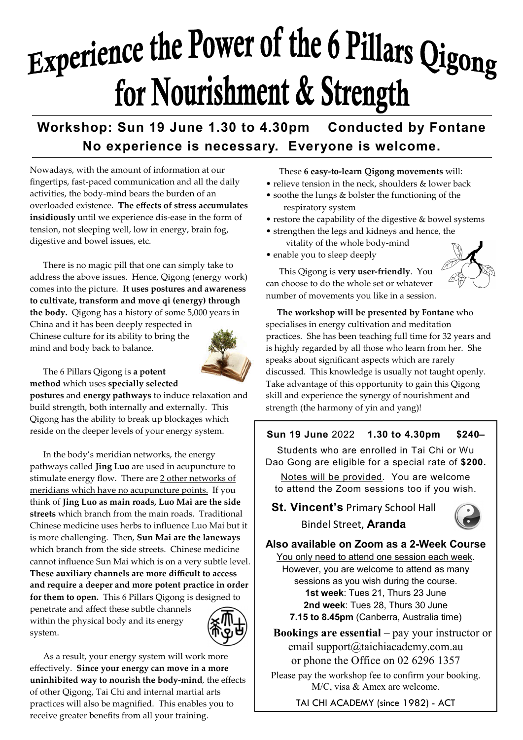# Experience the Power of the 6 Pillars Qigong for Nourishment & Strength

## Workshop: Sun 19 June 1.30 to 4.30pm Conducted by Fontane

## No experience is necessary. Everyone is welcome.

Nowadays, with the amount of information at our fingertips, fast-paced communication and all the daily activities, the body-mind bears the burden of an overloaded existence. **The effects of stress accumulates insidiously** until we experience dis-ease in the form of tension, not sleeping well, low in energy, brain fog, digestive and bowel issues, etc.

There is no magic pill that one can simply take to address the above issues. Hence, Qigong (energy work) comes into the picture. **It uses postures and awareness to cultivate, transform and move qi (energy) through the body.** Qigong has a history of some 5,000 years in China and it has been deeply respected in Chinese culture for its ability to bring the mind and body back to balance.

The 6 Pillars Qigong is **a potent method** which uses **specially selected postures** and **energy pathways** to induce relaxation and build strength, both internally and externally. This Qigong has the ability to break up blockages which reside on the deeper levels of your energy system.

In the body's meridian networks, the energy pathways called **Jing Luo** are used in acupuncture to stimulate energy flow. There are 2 other networks of meridians which have no acupuncture points. If you think of **Jing Luo as main roads, Luo Mai are the side streets** which branch from the main roads. Traditional Chinese medicine uses herbs to influence Luo Mai but it is more challenging. Then, **Sun Mai are the laneways** which branch from the side streets. Chinese medicine cannot influence Sun Mai which is on a very subtle level. **These auxiliary channels are more difficult to access and require a deeper and more potent practice in order for them to open.** This 6 Pillars Qigong is designed to penetrate and affect these subtle channels within the physical body and its energy system.

As a result, your energy system will work more effectively. **Since your energy can move in a more uninhibited way to nourish the body-mind**, the effects of other Qigong, Tai Chi and internal martial arts practices will also be magnified. This enables you to receive greater benefits from all your training.

These **6 easy-to-learn Qigong movements** will:

- relieve tension in the neck, shoulders & lower back
- soothe the lungs & bolster the functioning of the respiratory system
- restore the capability of the digestive & bowel systems
- strengthen the legs and kidneys and hence, the vitality of the whole body-mind
- enable you to sleep deeply

This Qigong is **very user-friendly**. You can choose to do the whole set or whatever number of movements you like in a session.

**The workshop will be presented by Fontane** who specialises in energy cultivation and meditation practices. She has been teaching full time for 32 years and is highly regarded by all those who learn from her. She speaks about significant aspects which are rarely discussed. This knowledge is usually not taught openly. Take advantage of this opportunity to gain this Qigong skill and experience the synergy of nourishment and strength (the harmony of yin and yang)!

**Sun 19 June** 2022 **1.30 to 4.30pm** **$240–**

Students who are enrolled in Tai Chi or Wu Dao Gong are eligible for a special rate of **$200.**

Notes will be provided. You are welcome to attend the Zoom sessions too if you wish.

**St. Vincent's** Primary School Hall
Bindel Street, **Aranda**

**Also available on Zoom as a 2-Week Course**

You only need to attend one session each week.
However, you are welcome to attend as many sessions as you wish during the course.

**1st week**: Tues 21, Thurs 23 June
**2nd week**: Tues 28, Thurs 30 June
**7.15 to 8.45pm** (Canberra, Australia time)

**Bookings are essential** – pay your instructor or email support@taichiacademy.com.au or phone the Office on 02 6296 1357

Please pay the workshop fee to confirm your booking. M/C, visa & Amex are welcome.

TAI CHI ACADEMY (since 1982) - ACT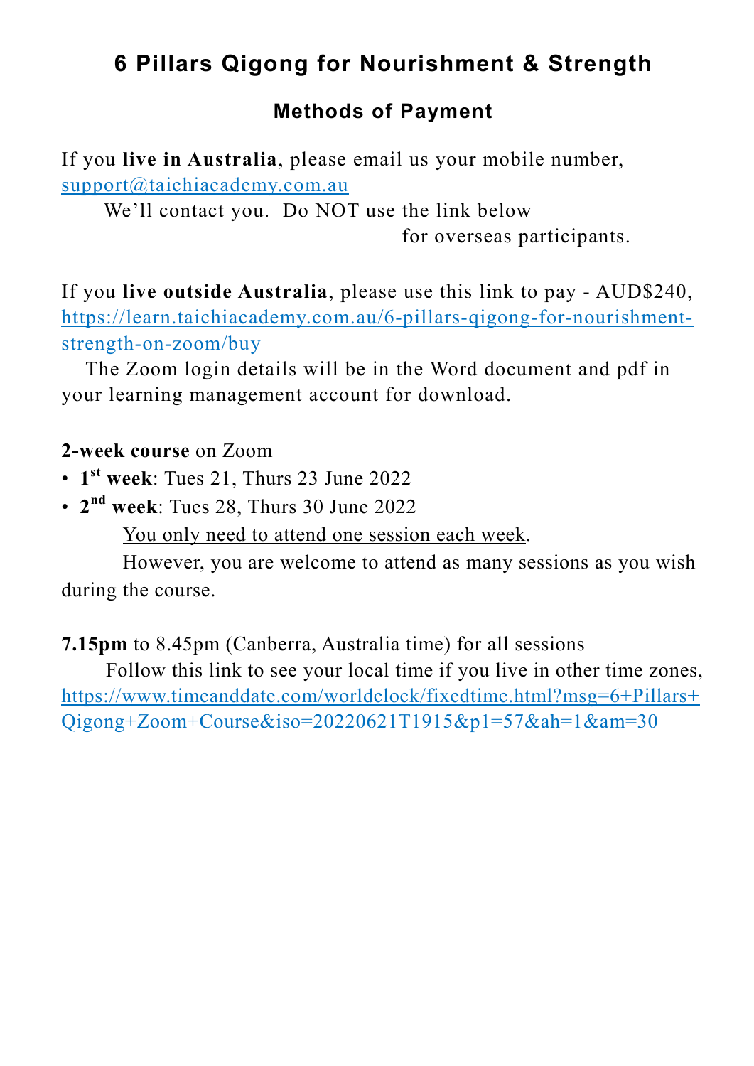## 6 Pillars Qigong for Nourishment & Strength

### Methods of Payment

If you **live in Australia**, please email us your mobile number, support@taichiacademy.com.au

We'll contact you. Do NOT use the link below for overseas participants.

If you **live outside Australia**, please use this link to pay - AUD$240, https://learn.taichiacademy.com.au/6-pillars-qigong-for-nourishment-strength-on-zoom/buy

The Zoom login details will be in the Word document and pdf in your learning management account for download.

**2-week course** on Zoom

- **1st week**: Tues 21, Thurs 23 June 2022
- **2nd week**: Tues 28, Thurs 30 June 2022

You only need to attend one session each week.

However, you are welcome to attend as many sessions as you wish during the course.

**7.15pm** to 8.45pm (Canberra, Australia time) for all sessions

Follow this link to see your local time if you live in other time zones, https://www.timeanddate.com/worldclock/fixedtime.html?msg=6+Pillars+Qigong+Zoom+Course&iso=20220621T1915&p1=57&ah=1&am=30